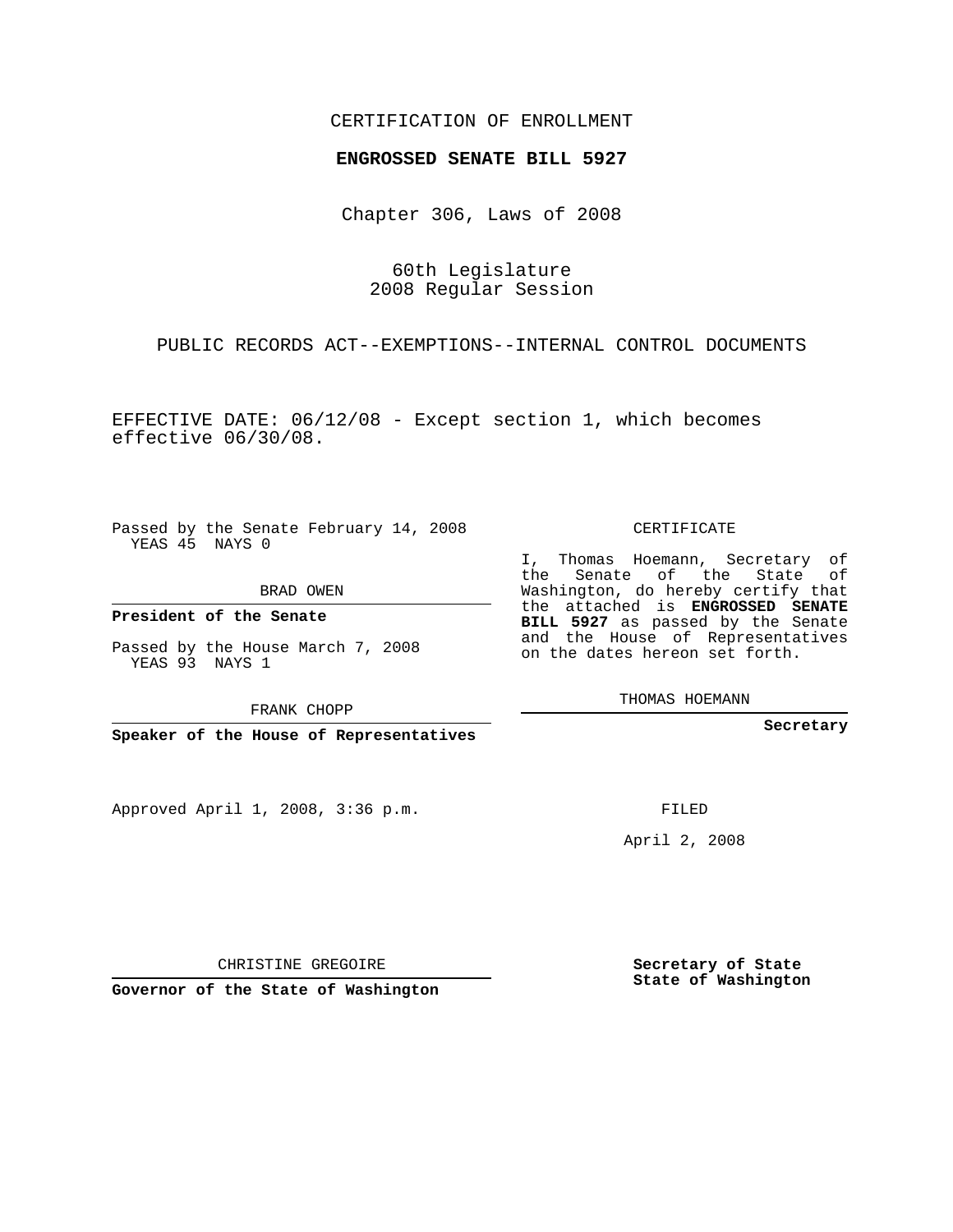CERTIFICATION OF ENROLLMENT

**ENGROSSED SENATE BILL 5927**

Chapter 306, Laws of 2008

60th Legislature
2008 Regular Session

PUBLIC RECORDS ACT--EXEMPTIONS--INTERNAL CONTROL DOCUMENTS

EFFECTIVE DATE: 06/12/08 - Except section 1, which becomes effective 06/30/08.

Passed by the Senate February 14, 2008
YEAS 45 NAYS 0

BRAD OWEN

**President of the Senate**

Passed by the House March 7, 2008
YEAS 93 NAYS 1

FRANK CHOPP

**Speaker of the House of Representatives**

CERTIFICATE

I, Thomas Hoemann, Secretary of the Senate of the State of Washington, do hereby certify that the attached is **ENGROSSED SENATE BILL 5927** as passed by the Senate and the House of Representatives on the dates hereon set forth.

THOMAS HOEMANN

**Secretary**

Approved April 1, 2008, 3:36 p.m.

FILED

April 2, 2008

CHRISTINE GREGOIRE

**Governor of the State of Washington**

**Secretary of State**
**State of Washington**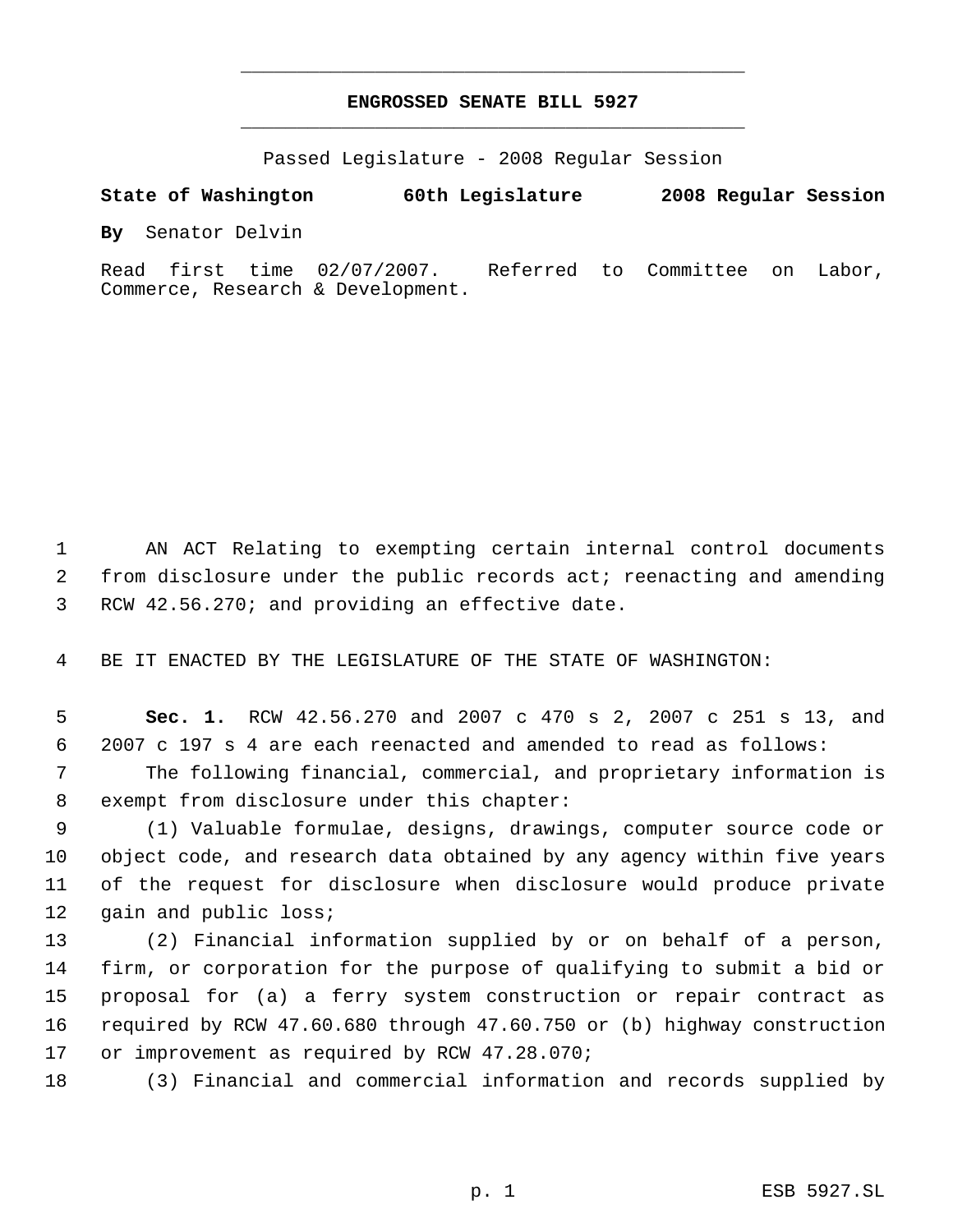# ENGROSSED SENATE BILL 5927

Passed Legislature - 2008 Regular Session

**State of Washington 60th Legislature 2008 Regular Session**

**By** Senator Delvin

Read first time 02/07/2007. Referred to Committee on Labor, Commerce, Research & Development.

AN ACT Relating to exempting certain internal control documents from disclosure under the public records act; reenacting and amending RCW 42.56.270; and providing an effective date.

BE IT ENACTED BY THE LEGISLATURE OF THE STATE OF WASHINGTON:

**Sec. 1.** RCW 42.56.270 and 2007 c 470 s 2, 2007 c 251 s 13, and 2007 c 197 s 4 are each reenacted and amended to read as follows:

The following financial, commercial, and proprietary information is exempt from disclosure under this chapter:

(1) Valuable formulae, designs, drawings, computer source code or object code, and research data obtained by any agency within five years of the request for disclosure when disclosure would produce private gain and public loss;

(2) Financial information supplied by or on behalf of a person, firm, or corporation for the purpose of qualifying to submit a bid or proposal for (a) a ferry system construction or repair contract as required by RCW 47.60.680 through 47.60.750 or (b) highway construction or improvement as required by RCW 47.28.070;

(3) Financial and commercial information and records supplied by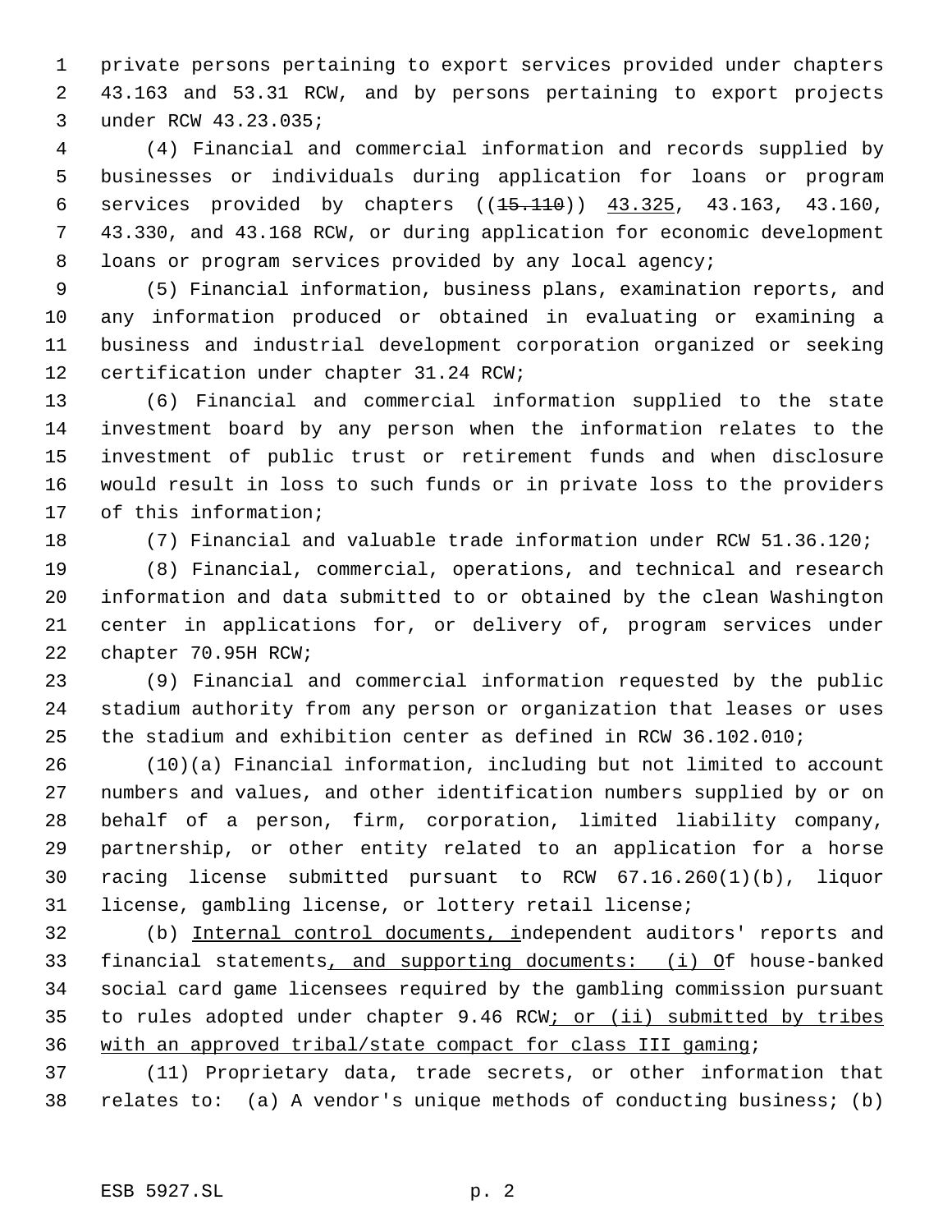private persons pertaining to export services provided under chapters 43.163 and 53.31 RCW, and by persons pertaining to export projects under RCW 43.23.035;

(4) Financial and commercial information and records supplied by businesses or individuals during application for loans or program services provided by chapters ((~~15.110~~)) <u>43.325</u>, 43.163, 43.160, 43.330, and 43.168 RCW, or during application for economic development loans or program services provided by any local agency;

(5) Financial information, business plans, examination reports, and any information produced or obtained in evaluating or examining a business and industrial development corporation organized or seeking certification under chapter 31.24 RCW;

(6) Financial and commercial information supplied to the state investment board by any person when the information relates to the investment of public trust or retirement funds and when disclosure would result in loss to such funds or in private loss to the providers of this information;

(7) Financial and valuable trade information under RCW 51.36.120;

(8) Financial, commercial, operations, and technical and research information and data submitted to or obtained by the clean Washington center in applications for, or delivery of, program services under chapter 70.95H RCW;

(9) Financial and commercial information requested by the public stadium authority from any person or organization that leases or uses the stadium and exhibition center as defined in RCW 36.102.010;

(10)(a) Financial information, including but not limited to account numbers and values, and other identification numbers supplied by or on behalf of a person, firm, corporation, limited liability company, partnership, or other entity related to an application for a horse racing license submitted pursuant to RCW 67.16.260(1)(b), liquor license, gambling license, or lottery retail license;

(b) <u>Internal control documents, i</u>ndependent auditors' reports and financial statements<u>, and supporting documents: (i) O</u>f house-banked social card game licensees required by the gambling commission pursuant to rules adopted under chapter 9.46 RCW<u>; or (ii) submitted by tribes with an approved tribal/state compact for class III gaming</u>;

(11) Proprietary data, trade secrets, or other information that relates to: (a) A vendor's unique methods of conducting business; (b)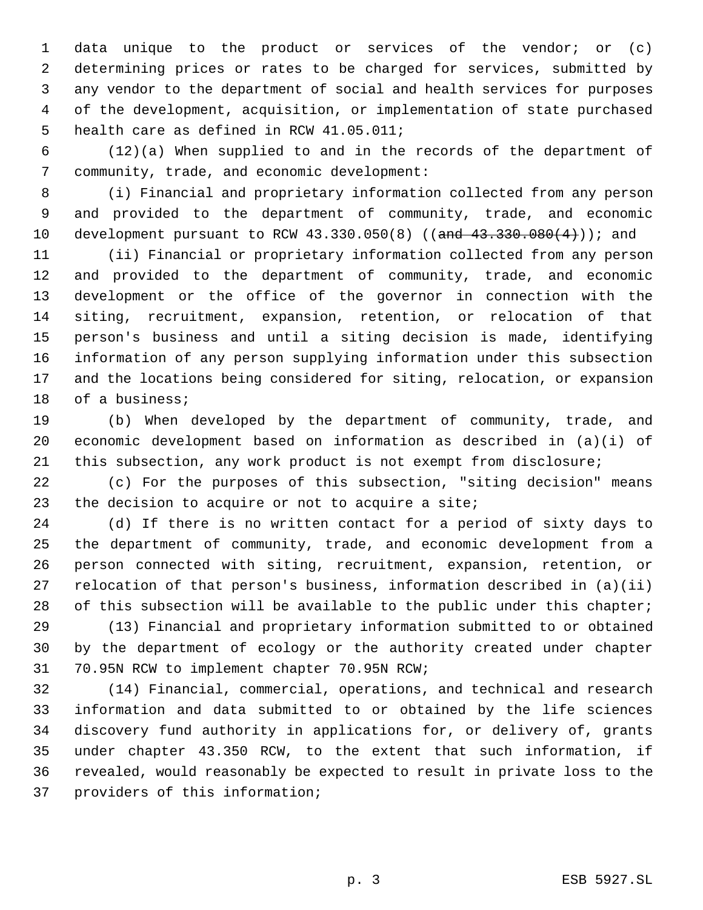data unique to the product or services of the vendor; or (c) determining prices or rates to be charged for services, submitted by any vendor to the department of social and health services for purposes of the development, acquisition, or implementation of state purchased health care as defined in RCW 41.05.011;

(12)(a) When supplied to and in the records of the department of community, trade, and economic development:

(i) Financial and proprietary information collected from any person and provided to the department of community, trade, and economic development pursuant to RCW 43.330.050(8) ((~~and 43.330.080(4)~~)); and

(ii) Financial or proprietary information collected from any person and provided to the department of community, trade, and economic development or the office of the governor in connection with the siting, recruitment, expansion, retention, or relocation of that person's business and until a siting decision is made, identifying information of any person supplying information under this subsection and the locations being considered for siting, relocation, or expansion of a business;

(b) When developed by the department of community, trade, and economic development based on information as described in (a)(i) of this subsection, any work product is not exempt from disclosure;

(c) For the purposes of this subsection, "siting decision" means the decision to acquire or not to acquire a site;

(d) If there is no written contact for a period of sixty days to the department of community, trade, and economic development from a person connected with siting, recruitment, expansion, retention, or relocation of that person's business, information described in (a)(ii) of this subsection will be available to the public under this chapter;

(13) Financial and proprietary information submitted to or obtained by the department of ecology or the authority created under chapter 70.95N RCW to implement chapter 70.95N RCW;

(14) Financial, commercial, operations, and technical and research information and data submitted to or obtained by the life sciences discovery fund authority in applications for, or delivery of, grants under chapter 43.350 RCW, to the extent that such information, if revealed, would reasonably be expected to result in private loss to the providers of this information;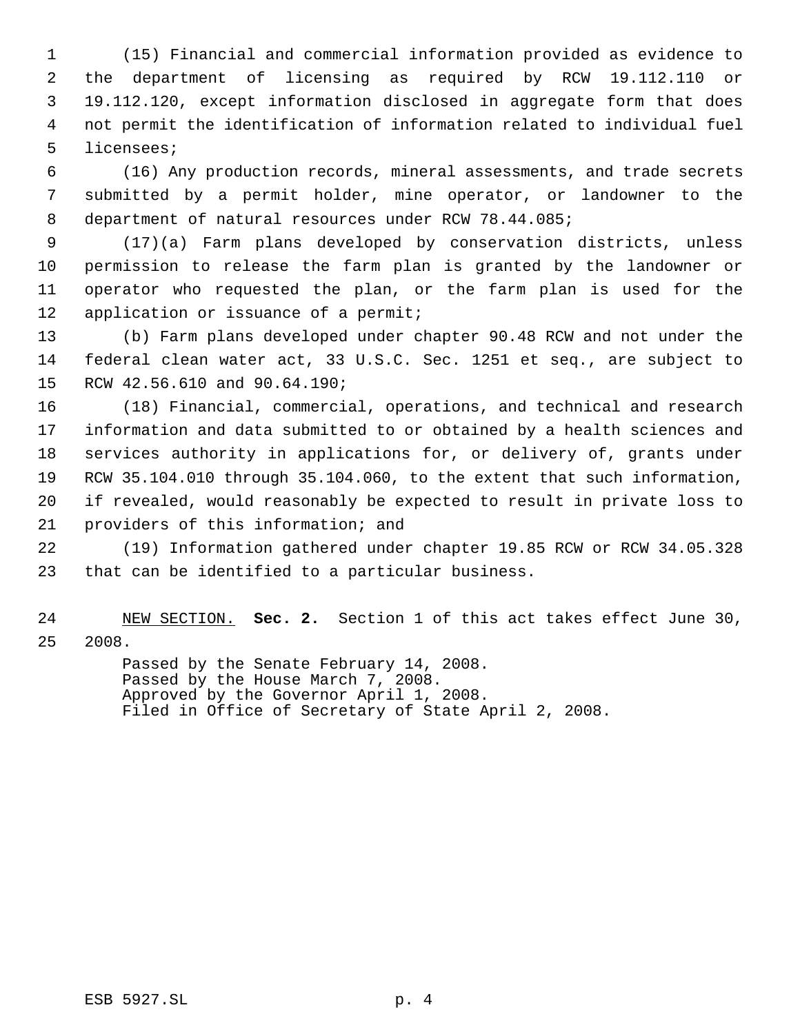(15) Financial and commercial information provided as evidence to the department of licensing as required by RCW 19.112.110 or 19.112.120, except information disclosed in aggregate form that does not permit the identification of information related to individual fuel licensees;

(16) Any production records, mineral assessments, and trade secrets submitted by a permit holder, mine operator, or landowner to the department of natural resources under RCW 78.44.085;

(17)(a) Farm plans developed by conservation districts, unless permission to release the farm plan is granted by the landowner or operator who requested the plan, or the farm plan is used for the application or issuance of a permit;

(b) Farm plans developed under chapter 90.48 RCW and not under the federal clean water act, 33 U.S.C. Sec. 1251 et seq., are subject to RCW 42.56.610 and 90.64.190;

(18) Financial, commercial, operations, and technical and research information and data submitted to or obtained by a health sciences and services authority in applications for, or delivery of, grants under RCW 35.104.010 through 35.104.060, to the extent that such information, if revealed, would reasonably be expected to result in private loss to providers of this information; and

(19) Information gathered under chapter 19.85 RCW or RCW 34.05.328 that can be identified to a particular business.

NEW SECTION. **Sec. 2.** Section 1 of this act takes effect June 30, 2008.

Passed by the Senate February 14, 2008.
Passed by the House March 7, 2008.
Approved by the Governor April 1, 2008.
Filed in Office of Secretary of State April 2, 2008.